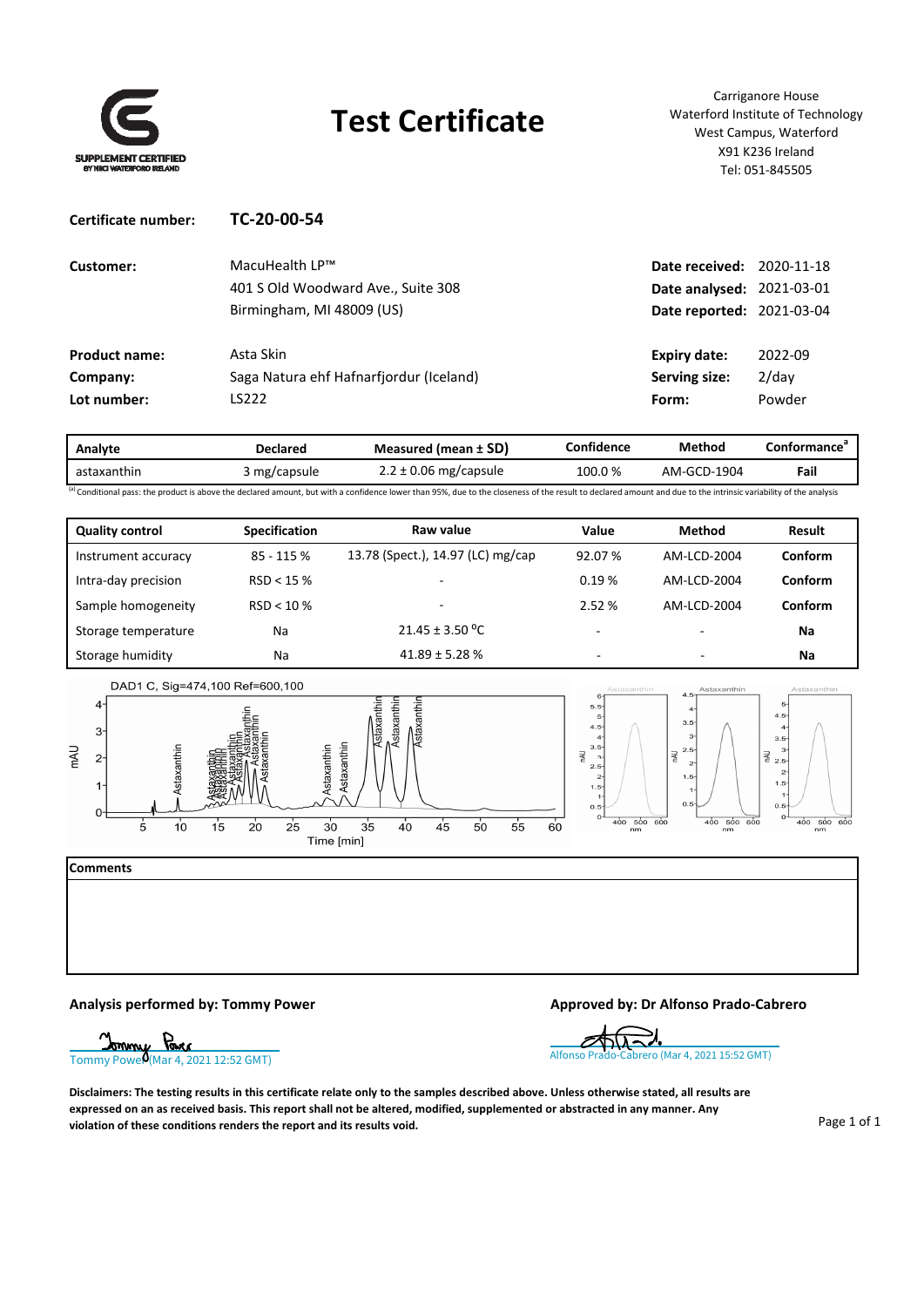SUPPLEMENT CERTIFIED BY NBCI WATERFORD IRELAND

# Test Certificate

Carriganore House
Waterford Institute of Technology
West Campus, Waterford
X91 K236 Ireland
Tel: 051-845505

**Certificate number:** **TC-20-00-54**

| | | | |
|---|---|---|---|
| **Customer:** | MacuHealth LP™<br>401 S Old Woodward Ave., Suite 308<br>Birmingham, MI 48009 (US) | **Date received:**<br>**Date analysed:**<br>**Date reported:** | 2020-11-18<br>2021-03-01<br>2021-03-04 |
| **Product name:** | Asta Skin | **Expiry date:** | 2022-09 |
| **Company:** | Saga Natura ehf Hafnarfjordur (Iceland) | **Serving size:** | 2/day |
| **Lot number:** | LS222 | **Form:** | Powder |

| Analyte | Declared | Measured (mean ± SD) | Confidence | Method | Conformance[a] |
|---|---|---|---|---|---|
| astaxanthin | 3 mg/capsule | 2.2 ± 0.06 mg/capsule | 100.0 % | AM-GCD-1904 | **Fail** |

[a] Conditional pass: the product is above the declared amount, but with a confidence lower than 95%, due to the closeness of the result to declared amount and due to the intrinsic variability of the analysis

| Quality control | Specification | Raw value | Value | Method | Result |
|---|---|---|---|---|---|
| Instrument accuracy | 85 - 115 % | 13.78 (Spect.), 14.97 (LC) mg/cap | 92.07 % | AM-LCD-2004 | **Conform** |
| Intra-day precision | RSD < 15 % | - | 0.19 % | AM-LCD-2004 | **Conform** |
| Sample homogeneity | RSD < 10 % | - | 2.52 % | AM-LCD-2004 | **Conform** |
| Storage temperature | Na | 21.45 ± 3.50 °C | - | - | **Na** |
| Storage humidity | Na | 41.89 ± 5.28 % | - | - | **Na** |

DAD1 C, Sig=474,100 Ref=600,100

**Comments**

**Analysis performed by: Tommy Power**

Tommy Power (Mar 4, 2021 12:52 GMT)

**Approved by: Dr Alfonso Prado-Cabrero**

Alfonso Prado-Cabrero (Mar 4, 2021 15:52 GMT)

**Disclaimers: The testing results in this certificate relate only to the samples described above. Unless otherwise stated, all results are expressed on an as received basis. This report shall not be altered, modified, supplemented or abstracted in any manner. Any violation of these conditions renders the report and its results void.**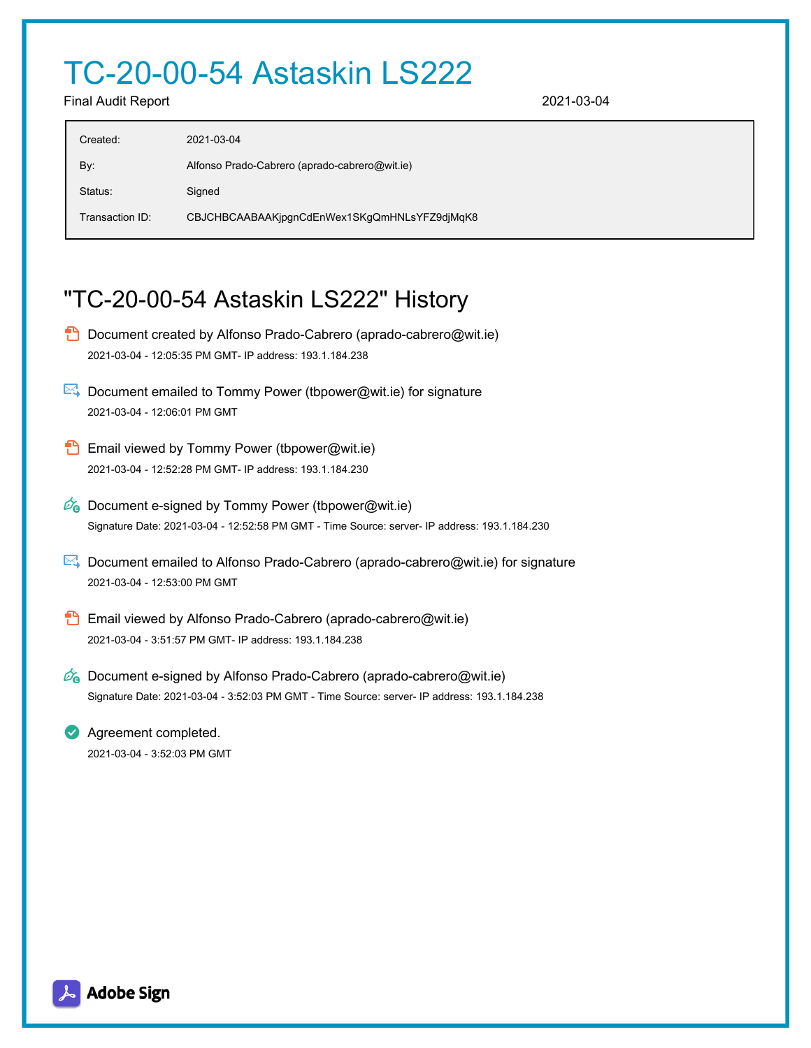# TC-20-00-54 Astaskin LS222

Final Audit Report 2021-03-04

| | |
|---|---|
| Created: | 2021-03-04 |
| By: | Alfonso Prado-Cabrero (aprado-cabrero@wit.ie) |
| Status: | Signed |
| Transaction ID: | CBJCHBCAABAAKjpgnCdEnWex1SKgQmHNLsYFZ9djMqK8 |

## "TC-20-00-54 Astaskin LS222" History

- Document created by Alfonso Prado-Cabrero (aprado-cabrero@wit.ie)
  2021-03-04 - 12:05:35 PM GMT- IP address: 193.1.184.238

- Document emailed to Tommy Power (tbpower@wit.ie) for signature
  2021-03-04 - 12:06:01 PM GMT

- Email viewed by Tommy Power (tbpower@wit.ie)
  2021-03-04 - 12:52:28 PM GMT- IP address: 193.1.184.230

- Document e-signed by Tommy Power (tbpower@wit.ie)
  Signature Date: 2021-03-04 - 12:52:58 PM GMT - Time Source: server- IP address: 193.1.184.230

- Document emailed to Alfonso Prado-Cabrero (aprado-cabrero@wit.ie) for signature
  2021-03-04 - 12:53:00 PM GMT

- Email viewed by Alfonso Prado-Cabrero (aprado-cabrero@wit.ie)
  2021-03-04 - 3:51:57 PM GMT- IP address: 193.1.184.238

- Document e-signed by Alfonso Prado-Cabrero (aprado-cabrero@wit.ie)
  Signature Date: 2021-03-04 - 3:52:03 PM GMT - Time Source: server- IP address: 193.1.184.238

- Agreement completed.
  2021-03-04 - 3:52:03 PM GMT

Adobe Sign